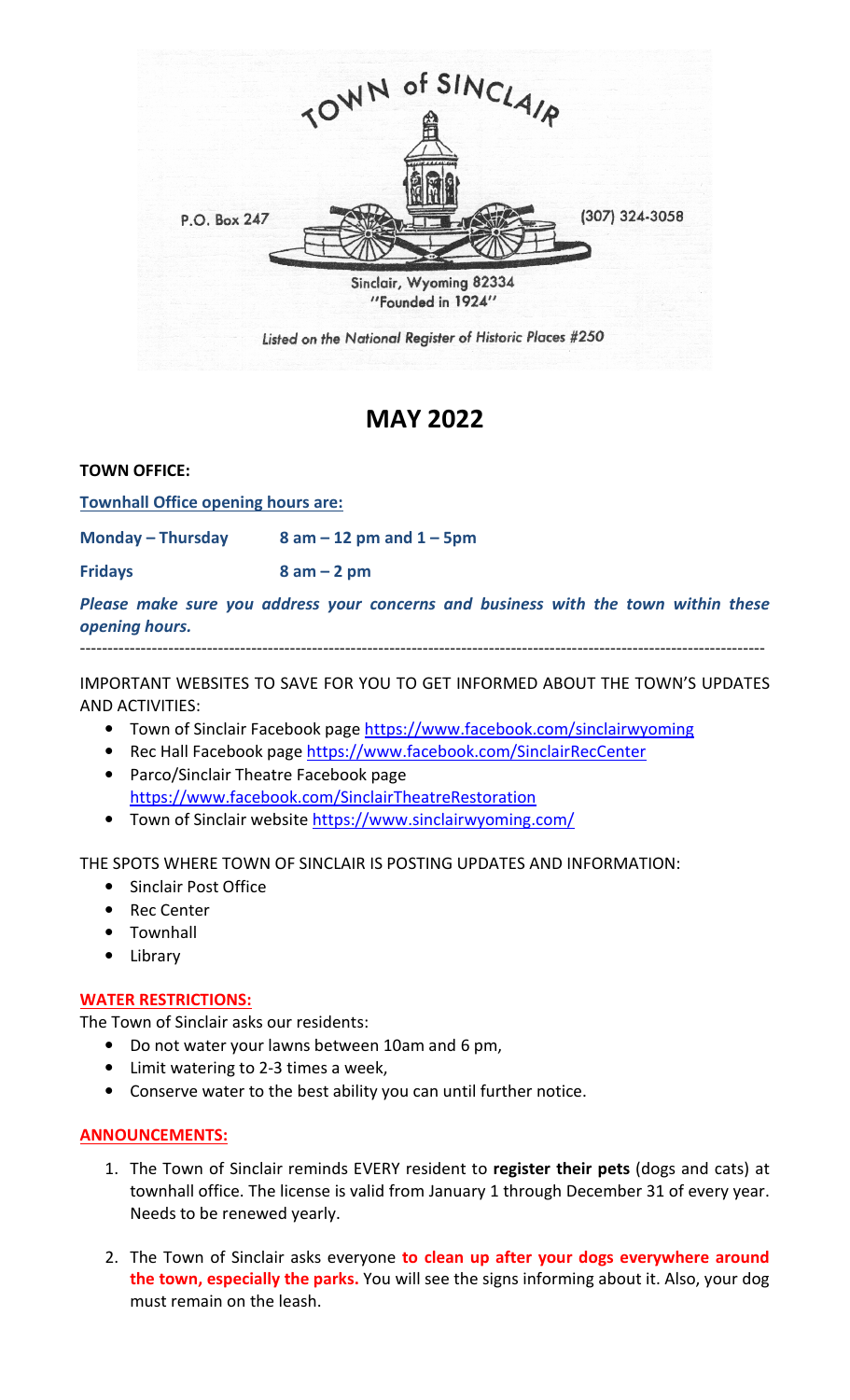TOWN of SINCLAIR

P.O. Box 247

(307) 324-3058

Sinclair, Wyoming 82334
"Founded in 1924"

*Listed on the National Register of Historic Places #250*

# MAY 2022

**TOWN OFFICE:**

**Townhall Office opening hours are:**

**Monday – Thursday** **8 am – 12 pm and 1 – 5pm**

**Fridays** **8 am – 2 pm**

***Please make sure you address your concerns and business with the town within these opening hours.***

---

IMPORTANT WEBSITES TO SAVE FOR YOU TO GET INFORMED ABOUT THE TOWN'S UPDATES AND ACTIVITIES:

- Town of Sinclair Facebook page https://www.facebook.com/sinclairwyoming
- Rec Hall Facebook page https://www.facebook.com/SinclairRecCenter
- Parco/Sinclair Theatre Facebook page https://www.facebook.com/SinclairTheatreRestoration
- Town of Sinclair website https://www.sinclairwyoming.com/

THE SPOTS WHERE TOWN OF SINCLAIR IS POSTING UPDATES AND INFORMATION:

- Sinclair Post Office
- Rec Center
- Townhall
- Library

**WATER RESTRICTIONS:**

The Town of Sinclair asks our residents:

- Do not water your lawns between 10am and 6 pm,
- Limit watering to 2-3 times a week,
- Conserve water to the best ability you can until further notice.

**ANNOUNCEMENTS:**

1. The Town of Sinclair reminds EVERY resident to **register their pets** (dogs and cats) at townhall office. The license is valid from January 1 through December 31 of every year. Needs to be renewed yearly.

2. The Town of Sinclair asks everyone **to clean up after your dogs everywhere around the town, especially the parks.** You will see the signs informing about it. Also, your dog must remain on the leash.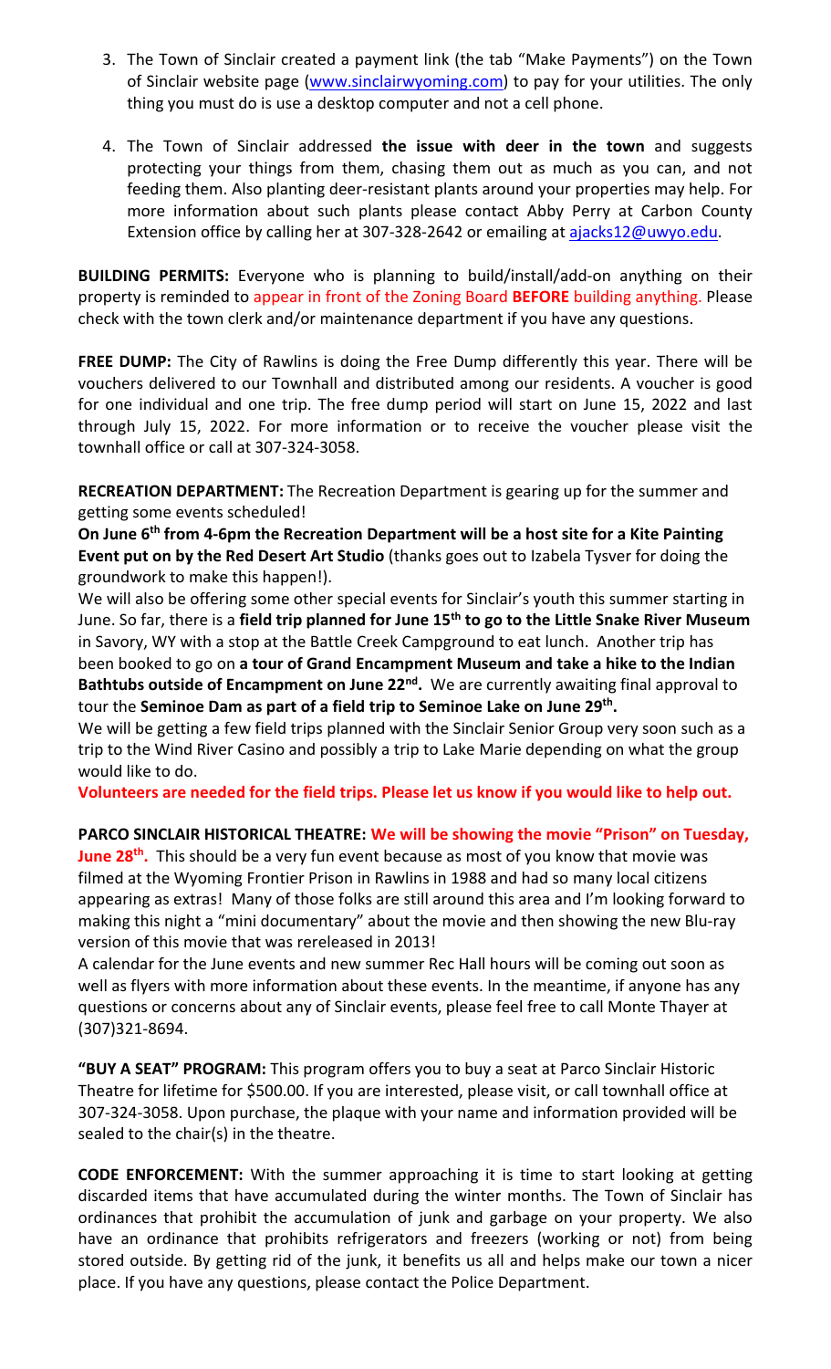3. The Town of Sinclair created a payment link (the tab "Make Payments") on the Town of Sinclair website page (www.sinclairwyoming.com) to pay for your utilities. The only thing you must do is use a desktop computer and not a cell phone.

4. The Town of Sinclair addressed **the issue with deer in the town** and suggests protecting your things from them, chasing them out as much as you can, and not feeding them. Also planting deer-resistant plants around your properties may help. For more information about such plants please contact Abby Perry at Carbon County Extension office by calling her at 307-328-2642 or emailing at ajacks12@uwyo.edu.

**BUILDING PERMITS:** Everyone who is planning to build/install/add-on anything on their property is reminded to appear in front of the Zoning Board **BEFORE** building anything. Please check with the town clerk and/or maintenance department if you have any questions.

**FREE DUMP:** The City of Rawlins is doing the Free Dump differently this year. There will be vouchers delivered to our Townhall and distributed among our residents. A voucher is good for one individual and one trip. The free dump period will start on June 15, 2022 and last through July 15, 2022. For more information or to receive the voucher please visit the townhall office or call at 307-324-3058.

**RECREATION DEPARTMENT:** The Recreation Department is gearing up for the summer and getting some events scheduled!

**On June 6th from 4-6pm the Recreation Department will be a host site for a Kite Painting Event put on by the Red Desert Art Studio** (thanks goes out to Izabela Tysver for doing the groundwork to make this happen!).

We will also be offering some other special events for Sinclair's youth this summer starting in June. So far, there is a **field trip planned for June 15th to go to the Little Snake River Museum** in Savory, WY with a stop at the Battle Creek Campground to eat lunch. Another trip has been booked to go on **a tour of Grand Encampment Museum and take a hike to the Indian Bathtubs outside of Encampment on June 22nd.** We are currently awaiting final approval to tour the **Seminoe Dam as part of a field trip to Seminoe Lake on June 29th.**

We will be getting a few field trips planned with the Sinclair Senior Group very soon such as a trip to the Wind River Casino and possibly a trip to Lake Marie depending on what the group would like to do.

**Volunteers are needed for the field trips. Please let us know if you would like to help out.**

**PARCO SINCLAIR HISTORICAL THEATRE: We will be showing the movie "Prison" on Tuesday, June 28th.** This should be a very fun event because as most of you know that movie was filmed at the Wyoming Frontier Prison in Rawlins in 1988 and had so many local citizens appearing as extras! Many of those folks are still around this area and I'm looking forward to making this night a "mini documentary" about the movie and then showing the new Blu-ray version of this movie that was rereleased in 2013!

A calendar for the June events and new summer Rec Hall hours will be coming out soon as well as flyers with more information about these events. In the meantime, if anyone has any questions or concerns about any of Sinclair events, please feel free to call Monte Thayer at (307)321-8694.

**"BUY A SEAT" PROGRAM:** This program offers you to buy a seat at Parco Sinclair Historic Theatre for lifetime for $500.00. If you are interested, please visit, or call townhall office at 307-324-3058. Upon purchase, the plaque with your name and information provided will be sealed to the chair(s) in the theatre.

**CODE ENFORCEMENT:** With the summer approaching it is time to start looking at getting discarded items that have accumulated during the winter months. The Town of Sinclair has ordinances that prohibit the accumulation of junk and garbage on your property. We also have an ordinance that prohibits refrigerators and freezers (working or not) from being stored outside. By getting rid of the junk, it benefits us all and helps make our town a nicer place. If you have any questions, please contact the Police Department.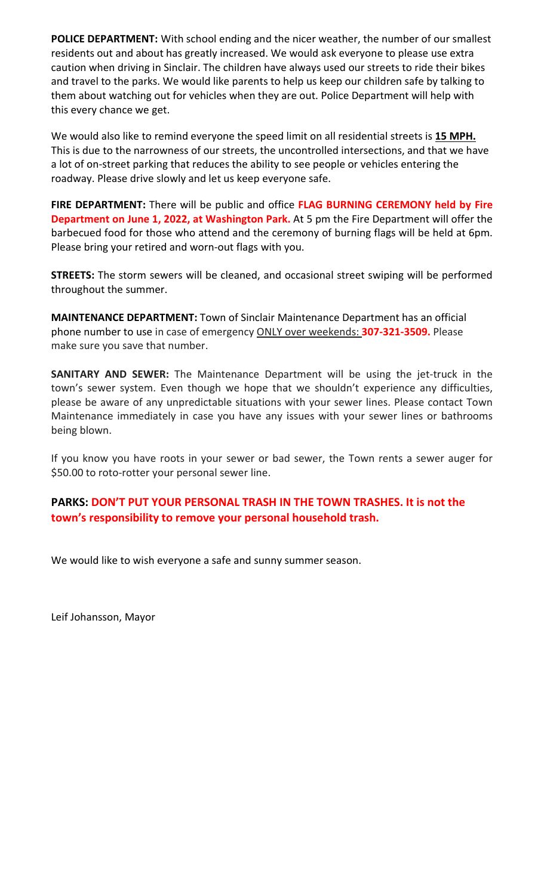**POLICE DEPARTMENT:** With school ending and the nicer weather, the number of our smallest residents out and about has greatly increased. We would ask everyone to please use extra caution when driving in Sinclair. The children have always used our streets to ride their bikes and travel to the parks. We would like parents to help us keep our children safe by talking to them about watching out for vehicles when they are out. Police Department will help with this every chance we get.

We would also like to remind everyone the speed limit on all residential streets is **15 MPH.** This is due to the narrowness of our streets, the uncontrolled intersections, and that we have a lot of on-street parking that reduces the ability to see people or vehicles entering the roadway. Please drive slowly and let us keep everyone safe.

**FIRE DEPARTMENT:** There will be public and office **FLAG BURNING CEREMONY held by Fire Department on June 1, 2022, at Washington Park.** At 5 pm the Fire Department will offer the barbecued food for those who attend and the ceremony of burning flags will be held at 6pm. Please bring your retired and worn-out flags with you.

**STREETS:** The storm sewers will be cleaned, and occasional street swiping will be performed throughout the summer.

**MAINTENANCE DEPARTMENT:** Town of Sinclair Maintenance Department has an official phone number to use in case of emergency ONLY over weekends: **307-321-3509.** Please make sure you save that number.

**SANITARY AND SEWER:** The Maintenance Department will be using the jet-truck in the town's sewer system. Even though we hope that we shouldn't experience any difficulties, please be aware of any unpredictable situations with your sewer lines. Please contact Town Maintenance immediately in case you have any issues with your sewer lines or bathrooms being blown.

If you know you have roots in your sewer or bad sewer, the Town rents a sewer auger for $50.00 to roto-rotter your personal sewer line.

**PARKS: DON'T PUT YOUR PERSONAL TRASH IN THE TOWN TRASHES. It is not the town's responsibility to remove your personal household trash.**

We would like to wish everyone a safe and sunny summer season.

Leif Johansson, Mayor